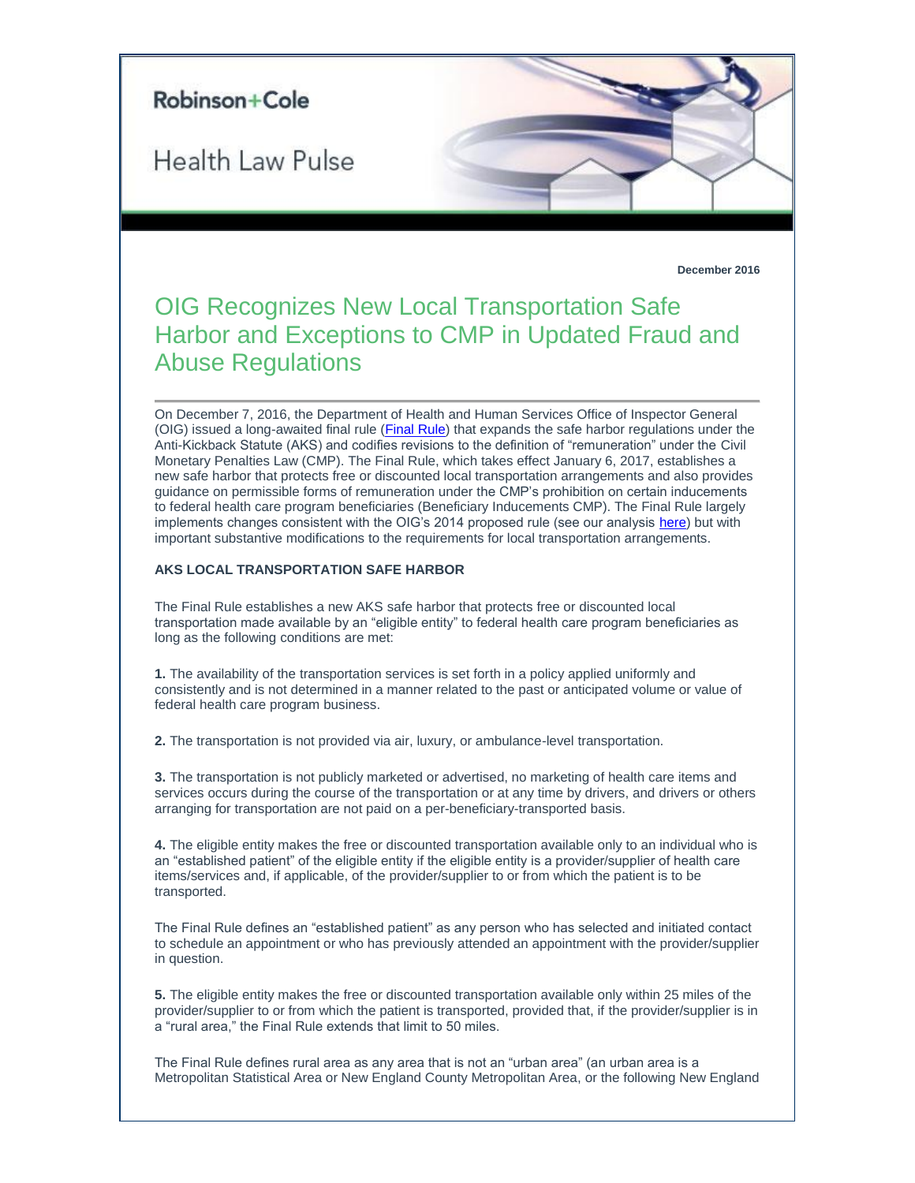Robinson+Cole

Health Law Pulse

December 2016

# OIG Recognizes New Local Transportation Safe Harbor and Exceptions to CMP in Updated Fraud and Abuse Regulations

On December 7, 2016, the Department of Health and Human Services Office of Inspector General (OIG) issued a long-awaited final rule (Final Rule) that expands the safe harbor regulations under the Anti-Kickback Statute (AKS) and codifies revisions to the definition of "remuneration" under the Civil Monetary Penalties Law (CMP). The Final Rule, which takes effect January 6, 2017, establishes a new safe harbor that protects free or discounted local transportation arrangements and also provides guidance on permissible forms of remuneration under the CMP's prohibition on certain inducements to federal health care program beneficiaries (Beneficiary Inducements CMP). The Final Rule largely implements changes consistent with the OIG's 2014 proposed rule (see our analysis here) but with important substantive modifications to the requirements for local transportation arrangements.

**AKS LOCAL TRANSPORTATION SAFE HARBOR**

The Final Rule establishes a new AKS safe harbor that protects free or discounted local transportation made available by an "eligible entity" to federal health care program beneficiaries as long as the following conditions are met:

**1.** The availability of the transportation services is set forth in a policy applied uniformly and consistently and is not determined in a manner related to the past or anticipated volume or value of federal health care program business.

**2.** The transportation is not provided via air, luxury, or ambulance-level transportation.

**3.** The transportation is not publicly marketed or advertised, no marketing of health care items and services occurs during the course of the transportation or at any time by drivers, and drivers or others arranging for transportation are not paid on a per-beneficiary-transported basis.

**4.** The eligible entity makes the free or discounted transportation available only to an individual who is an "established patient" of the eligible entity if the eligible entity is a provider/supplier of health care items/services and, if applicable, of the provider/supplier to or from which the patient is to be transported.

The Final Rule defines an "established patient" as any person who has selected and initiated contact to schedule an appointment or who has previously attended an appointment with the provider/supplier in question.

**5.** The eligible entity makes the free or discounted transportation available only within 25 miles of the provider/supplier to or from which the patient is transported, provided that, if the provider/supplier is in a "rural area," the Final Rule extends that limit to 50 miles.

The Final Rule defines rural area as any area that is not an "urban area" (an urban area is a Metropolitan Statistical Area or New England County Metropolitan Area, or the following New England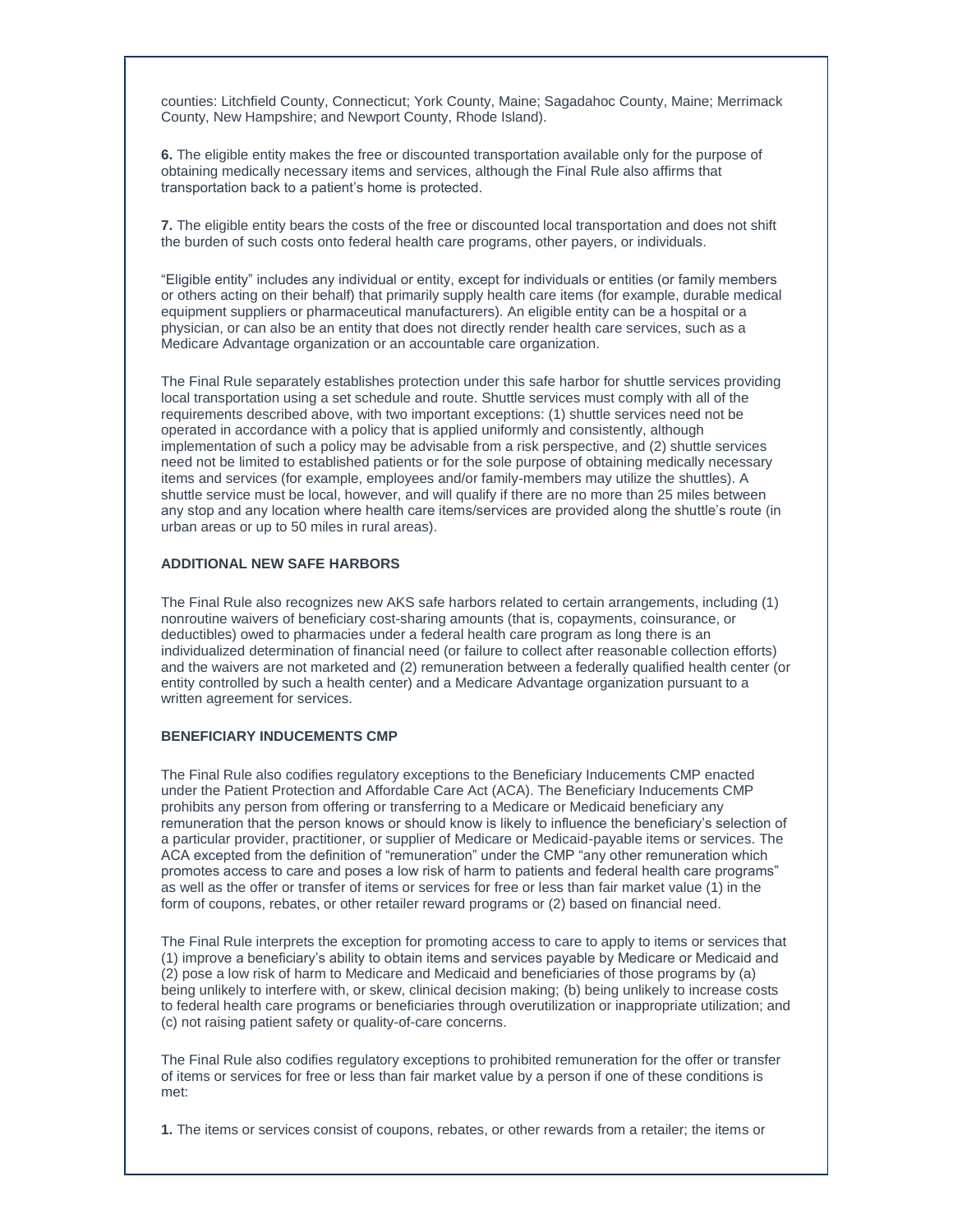counties: Litchfield County, Connecticut; York County, Maine; Sagadahoc County, Maine; Merrimack County, New Hampshire; and Newport County, Rhode Island).

**6.** The eligible entity makes the free or discounted transportation available only for the purpose of obtaining medically necessary items and services, although the Final Rule also affirms that transportation back to a patient's home is protected.

**7.** The eligible entity bears the costs of the free or discounted local transportation and does not shift the burden of such costs onto federal health care programs, other payers, or individuals.

"Eligible entity" includes any individual or entity, except for individuals or entities (or family members or others acting on their behalf) that primarily supply health care items (for example, durable medical equipment suppliers or pharmaceutical manufacturers). An eligible entity can be a hospital or a physician, or can also be an entity that does not directly render health care services, such as a Medicare Advantage organization or an accountable care organization.

The Final Rule separately establishes protection under this safe harbor for shuttle services providing local transportation using a set schedule and route. Shuttle services must comply with all of the requirements described above, with two important exceptions: (1) shuttle services need not be operated in accordance with a policy that is applied uniformly and consistently, although implementation of such a policy may be advisable from a risk perspective, and (2) shuttle services need not be limited to established patients or for the sole purpose of obtaining medically necessary items and services (for example, employees and/or family-members may utilize the shuttles). A shuttle service must be local, however, and will qualify if there are no more than 25 miles between any stop and any location where health care items/services are provided along the shuttle's route (in urban areas or up to 50 miles in rural areas).

### ADDITIONAL NEW SAFE HARBORS

The Final Rule also recognizes new AKS safe harbors related to certain arrangements, including (1) nonroutine waivers of beneficiary cost-sharing amounts (that is, copayments, coinsurance, or deductibles) owed to pharmacies under a federal health care program as long there is an individualized determination of financial need (or failure to collect after reasonable collection efforts) and the waivers are not marketed and (2) remuneration between a federally qualified health center (or entity controlled by such a health center) and a Medicare Advantage organization pursuant to a written agreement for services.

### BENEFICIARY INDUCEMENTS CMP

The Final Rule also codifies regulatory exceptions to the Beneficiary Inducements CMP enacted under the Patient Protection and Affordable Care Act (ACA). The Beneficiary Inducements CMP prohibits any person from offering or transferring to a Medicare or Medicaid beneficiary any remuneration that the person knows or should know is likely to influence the beneficiary's selection of a particular provider, practitioner, or supplier of Medicare or Medicaid-payable items or services. The ACA excepted from the definition of "remuneration" under the CMP "any other remuneration which promotes access to care and poses a low risk of harm to patients and federal health care programs" as well as the offer or transfer of items or services for free or less than fair market value (1) in the form of coupons, rebates, or other retailer reward programs or (2) based on financial need.

The Final Rule interprets the exception for promoting access to care to apply to items or services that (1) improve a beneficiary's ability to obtain items and services payable by Medicare or Medicaid and (2) pose a low risk of harm to Medicare and Medicaid and beneficiaries of those programs by (a) being unlikely to interfere with, or skew, clinical decision making; (b) being unlikely to increase costs to federal health care programs or beneficiaries through overutilization or inappropriate utilization; and (c) not raising patient safety or quality-of-care concerns.

The Final Rule also codifies regulatory exceptions to prohibited remuneration for the offer or transfer of items or services for free or less than fair market value by a person if one of these conditions is met:

**1.** The items or services consist of coupons, rebates, or other rewards from a retailer; the items or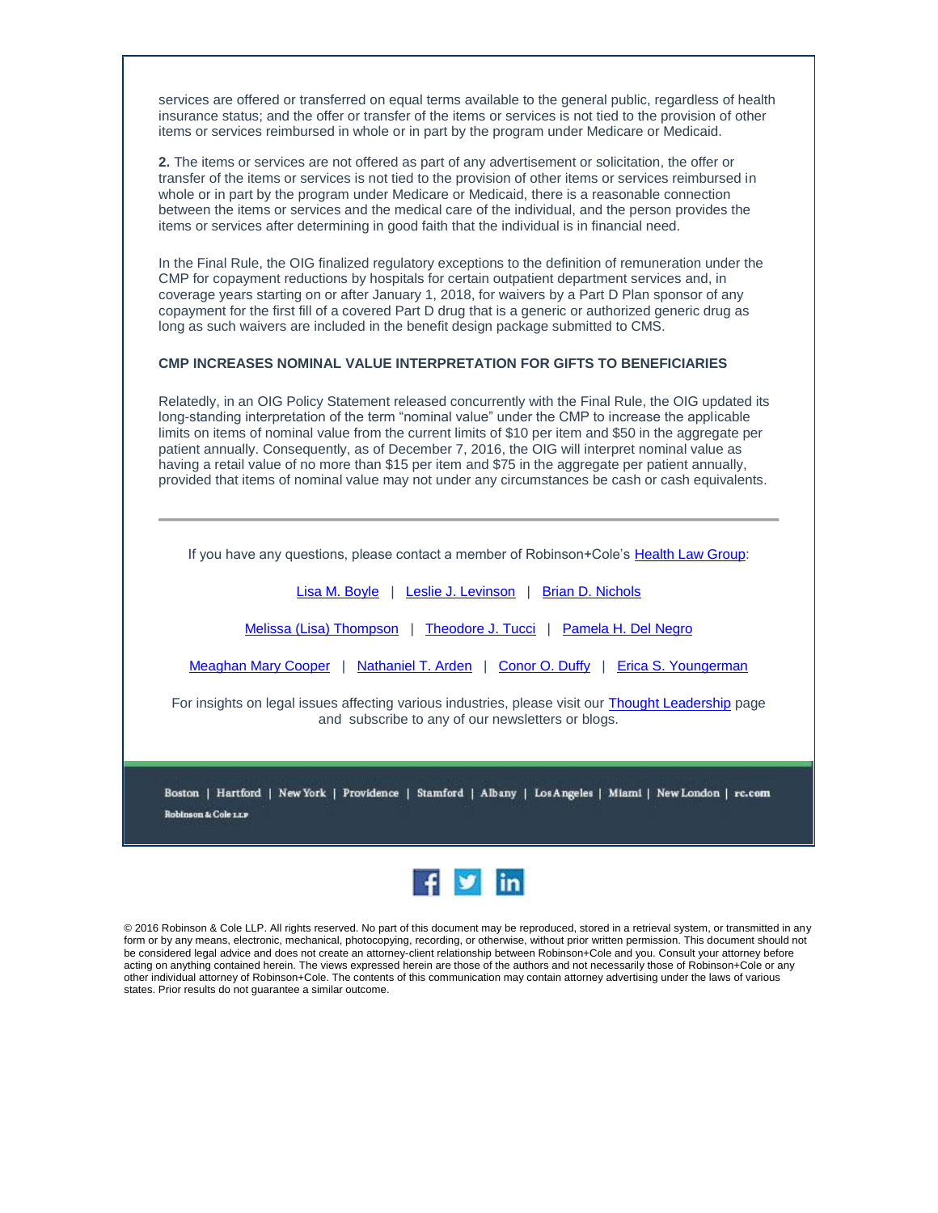services are offered or transferred on equal terms available to the general public, regardless of health insurance status; and the offer or transfer of the items or services is not tied to the provision of other items or services reimbursed in whole or in part by the program under Medicare or Medicaid.

**2.** The items or services are not offered as part of any advertisement or solicitation, the offer or transfer of the items or services is not tied to the provision of other items or services reimbursed in whole or in part by the program under Medicare or Medicaid, there is a reasonable connection between the items or services and the medical care of the individual, and the person provides the items or services after determining in good faith that the individual is in financial need.

In the Final Rule, the OIG finalized regulatory exceptions to the definition of remuneration under the CMP for copayment reductions by hospitals for certain outpatient department services and, in coverage years starting on or after January 1, 2018, for waivers by a Part D Plan sponsor of any copayment for the first fill of a covered Part D drug that is a generic or authorized generic drug as long as such waivers are included in the benefit design package submitted to CMS.

**CMP INCREASES NOMINAL VALUE INTERPRETATION FOR GIFTS TO BENEFICIARIES**

Relatedly, in an OIG Policy Statement released concurrently with the Final Rule, the OIG updated its long-standing interpretation of the term "nominal value" under the CMP to increase the applicable limits on items of nominal value from the current limits of $10 per item and $50 in the aggregate per patient annually. Consequently, as of December 7, 2016, the OIG will interpret nominal value as having a retail value of no more than $15 per item and $75 in the aggregate per patient annually, provided that items of nominal value may not under any circumstances be cash or cash equivalents.

---

If you have any questions, please contact a member of Robinson+Cole's Health Law Group:

Lisa M. Boyle | Leslie J. Levinson | Brian D. Nichols

Melissa (Lisa) Thompson | Theodore J. Tucci | Pamela H. Del Negro

Meaghan Mary Cooper | Nathaniel T. Arden | Conor O. Duffy | Erica S. Youngerman

For insights on legal issues affecting various industries, please visit our Thought Leadership page and subscribe to any of our newsletters or blogs.

Boston | Hartford | New York | Providence | Stamford | Albany | Los Angeles | Miami | New London | rc.com

Robinson & Cole LLP

© 2016 Robinson & Cole LLP. All rights reserved. No part of this document may be reproduced, stored in a retrieval system, or transmitted in any form or by any means, electronic, mechanical, photocopying, recording, or otherwise, without prior written permission. This document should not be considered legal advice and does not create an attorney-client relationship between Robinson+Cole and you. Consult your attorney before acting on anything contained herein. The views expressed herein are those of the authors and not necessarily those of Robinson+Cole or any other individual attorney of Robinson+Cole. The contents of this communication may contain attorney advertising under the laws of various states. Prior results do not guarantee a similar outcome.